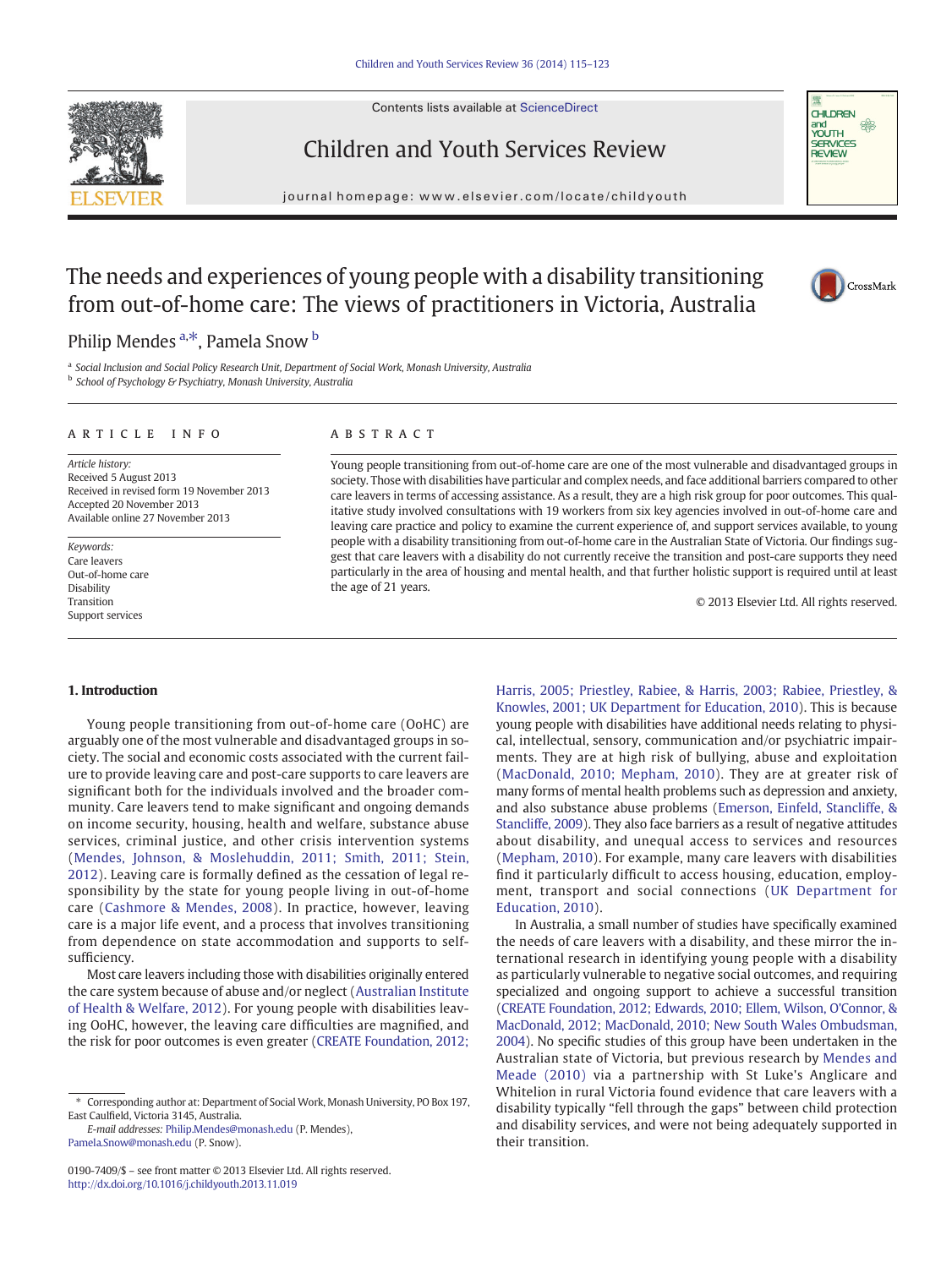# The needs and experiences of young people with a disability transitioning from out-of-home care: The views of practitioners in Victoria, Australia

Philip Mendes [a,*], Pamela Snow [b]

[a] Social Inclusion and Social Policy Research Unit, Department of Social Work, Monash University, Australia
[b] School of Psychology & Psychiatry, Monash University, Australia

## ARTICLE INFO

*Article history:*
Received 5 August 2013
Received in revised form 19 November 2013
Accepted 20 November 2013
Available online 27 November 2013

*Keywords:*
Care leavers
Out-of-home care
Disability
Transition
Support services

## ABSTRACT

Young people transitioning from out-of-home care are one of the most vulnerable and disadvantaged groups in society. Those with disabilities have particular and complex needs, and face additional barriers compared to other care leavers in terms of accessing assistance. As a result, they are a high risk group for poor outcomes. This qualitative study involved consultations with 19 workers from six key agencies involved in out-of-home care and leaving care practice and policy to examine the current experience of, and support services available, to young people with a disability transitioning from out-of-home care in the Australian State of Victoria. Our findings suggest that care leavers with a disability do not currently receive the transition and post-care supports they need particularly in the area of housing and mental health, and that further holistic support is required until at least the age of 21 years.

© 2013 Elsevier Ltd. All rights reserved.

## 1. Introduction

Young people transitioning from out-of-home care (OoHC) are arguably one of the most vulnerable and disadvantaged groups in society. The social and economic costs associated with the current failure to provide leaving care and post-care supports to care leavers are significant both for the individuals involved and the broader community. Care leavers tend to make significant and ongoing demands on income security, housing, health and welfare, substance abuse services, criminal justice, and other crisis intervention systems (Mendes, Johnson, & Moslehuddin, 2011; Smith, 2011; Stein, 2012). Leaving care is formally defined as the cessation of legal responsibility by the state for young people living in out-of-home care (Cashmore & Mendes, 2008). In practice, however, leaving care is a major life event, and a process that involves transitioning from dependence on state accommodation and supports to self-sufficiency.

Most care leavers including those with disabilities originally entered the care system because of abuse and/or neglect (Australian Institute of Health & Welfare, 2012). For young people with disabilities leaving OoHC, however, the leaving care difficulties are magnified, and the risk for poor outcomes is even greater (CREATE Foundation, 2012; Harris, 2005; Priestley, Rabiee, & Harris, 2003; Rabiee, Priestley, & Knowles, 2001; UK Department for Education, 2010). This is because young people with disabilities have additional needs relating to physical, intellectual, sensory, communication and/or psychiatric impairments. They are at high risk of bullying, abuse and exploitation (MacDonald, 2010; Mepham, 2010). They are at greater risk of many forms of mental health problems such as depression and anxiety, and also substance abuse problems (Emerson, Einfeld, Stancliffe, & Stancliffe, 2009). They also face barriers as a result of negative attitudes about disability, and unequal access to services and resources (Mepham, 2010). For example, many care leavers with disabilities find it particularly difficult to access housing, education, employment, transport and social connections (UK Department for Education, 2010).

In Australia, a small number of studies have specifically examined the needs of care leavers with a disability, and these mirror the international research in identifying young people with a disability as particularly vulnerable to negative social outcomes, and requiring specialized and ongoing support to achieve a successful transition (CREATE Foundation, 2012; Edwards, 2010; Ellem, Wilson, O'Connor, & MacDonald, 2012; MacDonald, 2010; New South Wales Ombudsman, 2004). No specific studies of this group have been undertaken in the Australian state of Victoria, but previous research by Mendes and Meade (2010) via a partnership with St Luke's Anglicare and Whitelion in rural Victoria found evidence that care leavers with a disability typically "fell through the gaps" between child protection and disability services, and were not being adequately supported in their transition.

\* Corresponding author at: Department of Social Work, Monash University, PO Box 197, East Caulfield, Victoria 3145, Australia.
*E-mail addresses:* Philip.Mendes@monash.edu (P. Mendes), Pamela.Snow@monash.edu (P. Snow).

0190-7409/$ – see front matter © 2013 Elsevier Ltd. All rights reserved.
http://dx.doi.org/10.1016/j.childyouth.2013.11.019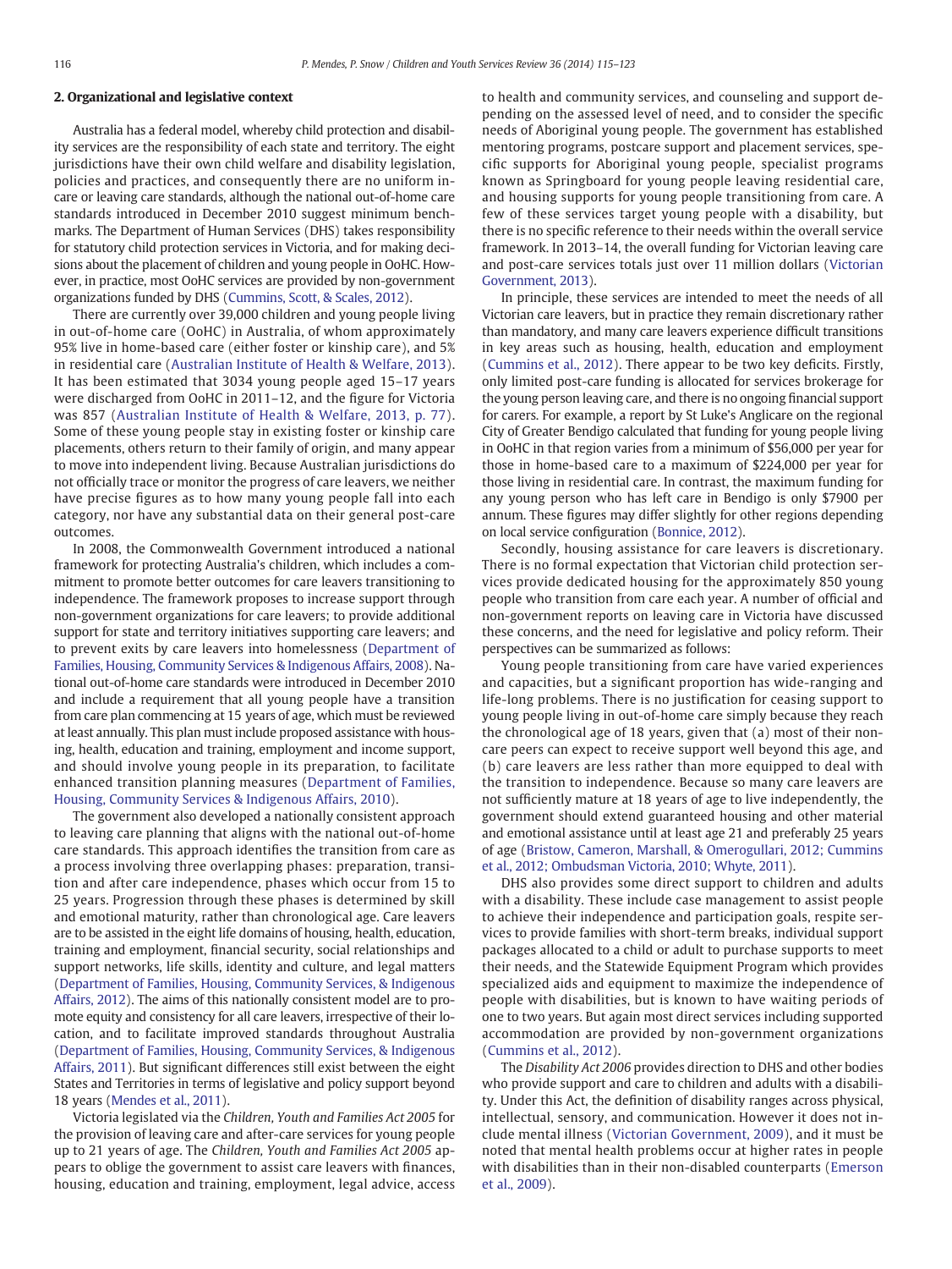## 2. Organizational and legislative context

Australia has a federal model, whereby child protection and disability services are the responsibility of each state and territory. The eight jurisdictions have their own child welfare and disability legislation, policies and practices, and consequently there are no uniform in-care or leaving care standards, although the national out-of-home care standards introduced in December 2010 suggest minimum benchmarks. The Department of Human Services (DHS) takes responsibility for statutory child protection services in Victoria, and for making decisions about the placement of children and young people in OoHC. However, in practice, most OoHC services are provided by non-government organizations funded by DHS (Cummins, Scott, & Scales, 2012).

There are currently over 39,000 children and young people living in out-of-home care (OoHC) in Australia, of whom approximately 95% live in home-based care (either foster or kinship care), and 5% in residential care (Australian Institute of Health & Welfare, 2013). It has been estimated that 3034 young people aged 15–17 years were discharged from OoHC in 2011–12, and the figure for Victoria was 857 (Australian Institute of Health & Welfare, 2013, p. 77). Some of these young people stay in existing foster or kinship care placements, others return to their family of origin, and many appear to move into independent living. Because Australian jurisdictions do not officially trace or monitor the progress of care leavers, we neither have precise figures as to how many young people fall into each category, nor have any substantial data on their general post-care outcomes.

In 2008, the Commonwealth Government introduced a national framework for protecting Australia's children, which includes a commitment to promote better outcomes for care leavers transitioning to independence. The framework proposes to increase support through non-government organizations for care leavers; to provide additional support for state and territory initiatives supporting care leavers; and to prevent exits by care leavers into homelessness (Department of Families, Housing, Community Services & Indigenous Affairs, 2008). National out-of-home care standards were introduced in December 2010 and include a requirement that all young people have a transition from care plan commencing at 15 years of age, which must be reviewed at least annually. This plan must include proposed assistance with housing, health, education and training, employment and income support, and should involve young people in its preparation, to facilitate enhanced transition planning measures (Department of Families, Housing, Community Services & Indigenous Affairs, 2010).

The government also developed a nationally consistent approach to leaving care planning that aligns with the national out-of-home care standards. This approach identifies the transition from care as a process involving three overlapping phases: preparation, transition and after care independence, phases which occur from 15 to 25 years. Progression through these phases is determined by skill and emotional maturity, rather than chronological age. Care leavers are to be assisted in the eight life domains of housing, health, education, training and employment, financial security, social relationships and support networks, life skills, identity and culture, and legal matters (Department of Families, Housing, Community Services, & Indigenous Affairs, 2012). The aims of this nationally consistent model are to promote equity and consistency for all care leavers, irrespective of their location, and to facilitate improved standards throughout Australia (Department of Families, Housing, Community Services, & Indigenous Affairs, 2011). But significant differences still exist between the eight States and Territories in terms of legislative and policy support beyond 18 years (Mendes et al., 2011).

Victoria legislated via the *Children, Youth and Families Act 2005* for the provision of leaving care and after-care services for young people up to 21 years of age. The *Children, Youth and Families Act 2005* appears to oblige the government to assist care leavers with finances, housing, education and training, employment, legal advice, access to health and community services, and counseling and support depending on the assessed level of need, and to consider the specific needs of Aboriginal young people. The government has established mentoring programs, postcare support and placement services, specific supports for Aboriginal young people, specialist programs known as Springboard for young people leaving residential care, and housing supports for young people transitioning from care. A few of these services target young people with a disability, but there is no specific reference to their needs within the overall service framework. In 2013–14, the overall funding for Victorian leaving care and post-care services totals just over 11 million dollars (Victorian Government, 2013).

In principle, these services are intended to meet the needs of all Victorian care leavers, but in practice they remain discretionary rather than mandatory, and many care leavers experience difficult transitions in key areas such as housing, health, education and employment (Cummins et al., 2012). There appear to be two key deficits. Firstly, only limited post-care funding is allocated for services brokerage for the young person leaving care, and there is no ongoing financial support for carers. For example, a report by St Luke's Anglicare on the regional City of Greater Bendigo calculated that funding for young people living in OoHC in that region varies from a minimum of $56,000 per year for those in home-based care to a maximum of $224,000 per year for those living in residential care. In contrast, the maximum funding for any young person who has left care in Bendigo is only $7900 per annum. These figures may differ slightly for other regions depending on local service configuration (Bonnice, 2012).

Secondly, housing assistance for care leavers is discretionary. There is no formal expectation that Victorian child protection services provide dedicated housing for the approximately 850 young people who transition from care each year. A number of official and non-government reports on leaving care in Victoria have discussed these concerns, and the need for legislative and policy reform. Their perspectives can be summarized as follows:

Young people transitioning from care have varied experiences and capacities, but a significant proportion has wide-ranging and life-long problems. There is no justification for ceasing support to young people living in out-of-home care simply because they reach the chronological age of 18 years, given that (a) most of their non-care peers can expect to receive support well beyond this age, and (b) care leavers are less rather than more equipped to deal with the transition to independence. Because so many care leavers are not sufficiently mature at 18 years of age to live independently, the government should extend guaranteed housing and other material and emotional assistance until at least age 21 and preferably 25 years of age (Bristow, Cameron, Marshall, & Omerogullari, 2012; Cummins et al., 2012; Ombudsman Victoria, 2010; Whyte, 2011).

DHS also provides some direct support to children and adults with a disability. These include case management to assist people to achieve their independence and participation goals, respite services to provide families with short-term breaks, individual support packages allocated to a child or adult to purchase supports to meet their needs, and the Statewide Equipment Program which provides specialized aids and equipment to maximize the independence of people with disabilities, but is known to have waiting periods of one to two years. But again most direct services including supported accommodation are provided by non-government organizations (Cummins et al., 2012).

The *Disability Act 2006* provides direction to DHS and other bodies who provide support and care to children and adults with a disability. Under this Act, the definition of disability ranges across physical, intellectual, sensory, and communication. However it does not include mental illness (Victorian Government, 2009), and it must be noted that mental health problems occur at higher rates in people with disabilities than in their non-disabled counterparts (Emerson et al., 2009).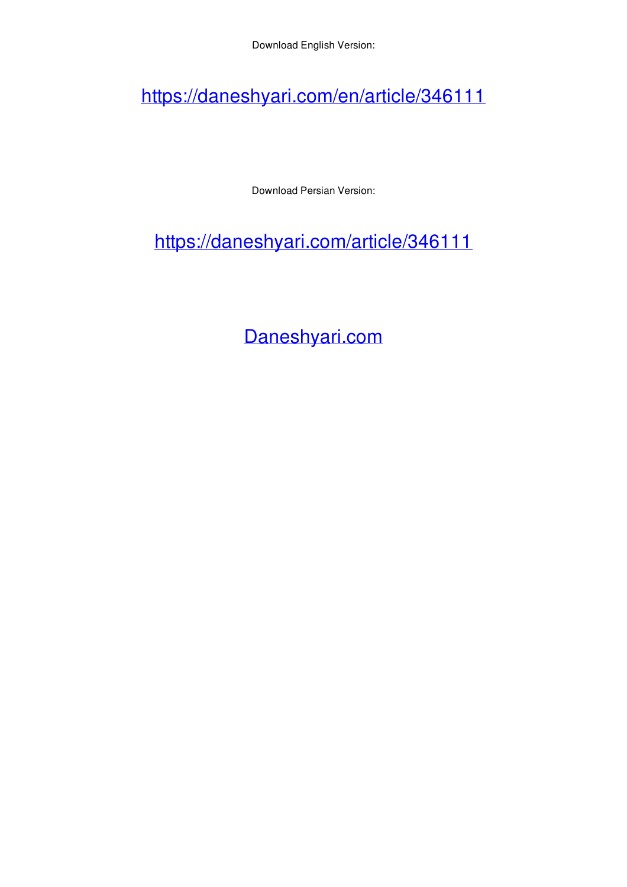Download English Version:

[https://daneshyari.com/en/article/346111](https://daneshyari.com/en/article/346111)

Download Persian Version:

[https://daneshyari.com/article/346111](https://daneshyari.com/article/346111)

[Daneshyari.com](https://daneshyari.com)